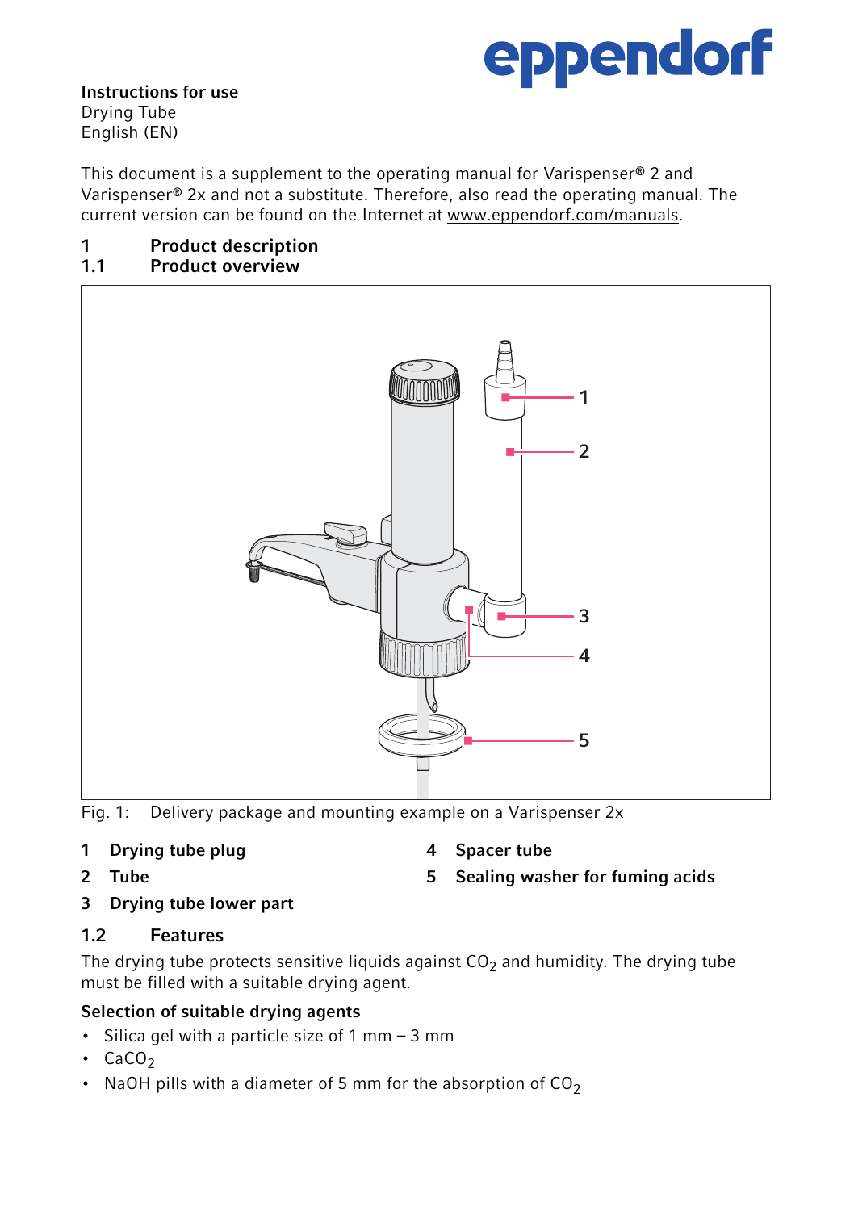**Instructions for use**
Drying Tube
English (EN)

This document is a supplement to the operating manual for Varispenser® 2 and Varispenser® 2x and not a substitute. Therefore, also read the operating manual. The current version can be found on the Internet at www.eppendorf.com/manuals.

# 1 Product description

## 1.1 Product overview

Fig. 1: Delivery package and mounting example on a Varispenser 2x

1. **Drying tube plug**
2. **Tube**
3. **Drying tube lower part**
4. **Spacer tube**
5. **Sealing washer for fuming acids**

## 1.2 Features

The drying tube protects sensitive liquids against $CO_2$ and humidity. The drying tube must be filled with a suitable drying agent.

**Selection of suitable drying agents**

- Silica gel with a particle size of 1 mm – 3 mm
- $CaCO_2$
- NaOH pills with a diameter of 5 mm for the absorption of $CO_2$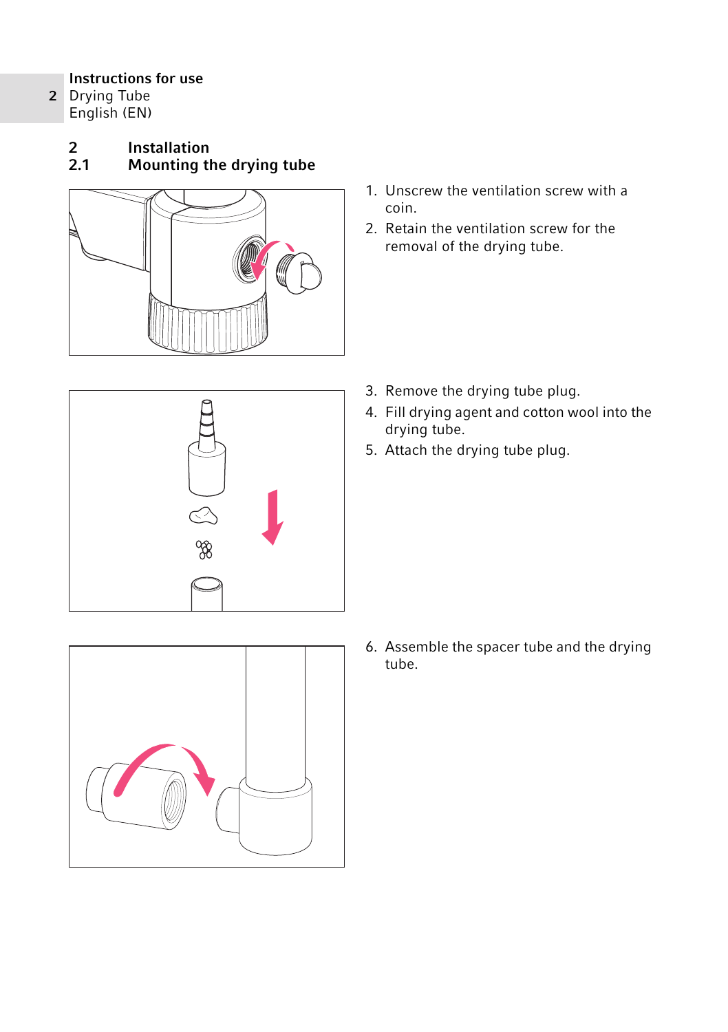## 2 Installation

### 2.1 Mounting the drying tube

1. Unscrew the ventilation screw with a coin.
2. Retain the ventilation screw for the removal of the drying tube.
3. Remove the drying tube plug.
4. Fill drying agent and cotton wool into the drying tube.
5. Attach the drying tube plug.
6. Assemble the spacer tube and the drying tube.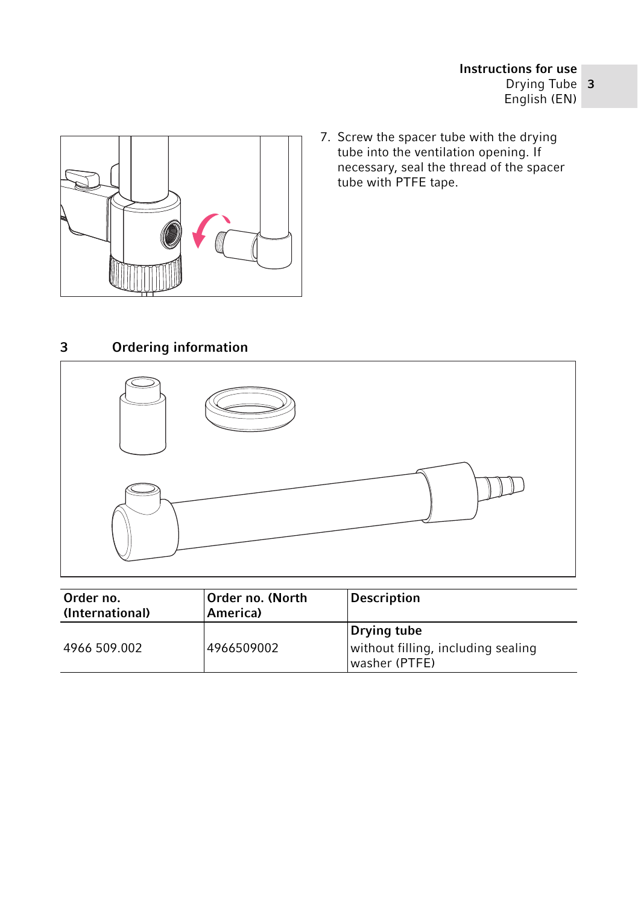7. Screw the spacer tube with the drying tube into the ventilation opening. If necessary, seal the thread of the spacer tube with PTFE tape.

## 3 Ordering information

| Order no. (International) | Order no. (North America) | Description |
|---|---|---|
| 4966 509.002 | 4966509002 | **Drying tube** without filling, including sealing washer (PTFE) |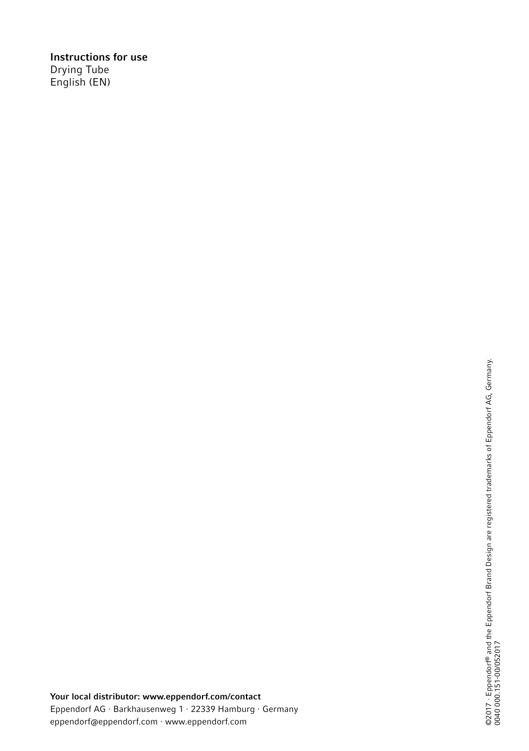**Instructions for use**
Drying Tube
English (EN)

**Your local distributor: www.eppendorf.com/contact**
Eppendorf AG · Barkhausenweg 1 · 22339 Hamburg · Germany
eppendorf@eppendorf.com · www.eppendorf.com

©2017 · Eppendorf® and the Eppendorf Brand Design are registered trademarks of Eppendorf AG, Germany.
0040 000.151-00/052017